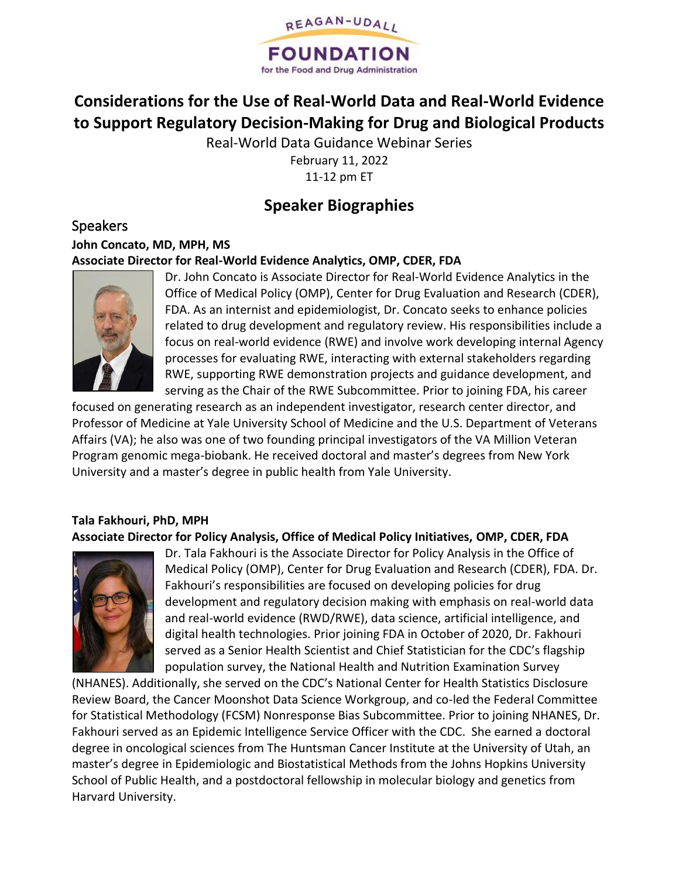REAGAN-UDALL FOUNDATION for the Food and Drug Administration

# Considerations for the Use of Real-World Data and Real-World Evidence to Support Regulatory Decision-Making for Drug and Biological Products

Real-World Data Guidance Webinar Series

February 11, 2022

11-12 pm ET

## Speaker Biographies

### Speakers

**John Concato, MD, MPH, MS**

**Associate Director for Real-World Evidence Analytics, OMP, CDER, FDA**

Dr. John Concato is Associate Director for Real-World Evidence Analytics in the Office of Medical Policy (OMP), Center for Drug Evaluation and Research (CDER), FDA. As an internist and epidemiologist, Dr. Concato seeks to enhance policies related to drug development and regulatory review. His responsibilities include a focus on real-world evidence (RWE) and involve work developing internal Agency processes for evaluating RWE, interacting with external stakeholders regarding RWE, supporting RWE demonstration projects and guidance development, and serving as the Chair of the RWE Subcommittee. Prior to joining FDA, his career focused on generating research as an independent investigator, research center director, and Professor of Medicine at Yale University School of Medicine and the U.S. Department of Veterans Affairs (VA); he also was one of two founding principal investigators of the VA Million Veteran Program genomic mega-biobank. He received doctoral and master's degrees from New York University and a master's degree in public health from Yale University.

**Tala Fakhouri, PhD, MPH**

**Associate Director for Policy Analysis, Office of Medical Policy Initiatives, OMP, CDER, FDA**

Dr. Tala Fakhouri is the Associate Director for Policy Analysis in the Office of Medical Policy (OMP), Center for Drug Evaluation and Research (CDER), FDA. Dr. Fakhouri's responsibilities are focused on developing policies for drug development and regulatory decision making with emphasis on real-world data and real-world evidence (RWD/RWE), data science, artificial intelligence, and digital health technologies. Prior joining FDA in October of 2020, Dr. Fakhouri served as a Senior Health Scientist and Chief Statistician for the CDC's flagship population survey, the National Health and Nutrition Examination Survey (NHANES). Additionally, she served on the CDC's National Center for Health Statistics Disclosure Review Board, the Cancer Moonshot Data Science Workgroup, and co-led the Federal Committee for Statistical Methodology (FCSM) Nonresponse Bias Subcommittee. Prior to joining NHANES, Dr. Fakhouri served as an Epidemic Intelligence Service Officer with the CDC. She earned a doctoral degree in oncological sciences from The Huntsman Cancer Institute at the University of Utah, an master's degree in Epidemiologic and Biostatistical Methods from the Johns Hopkins University School of Public Health, and a postdoctoral fellowship in molecular biology and genetics from Harvard University.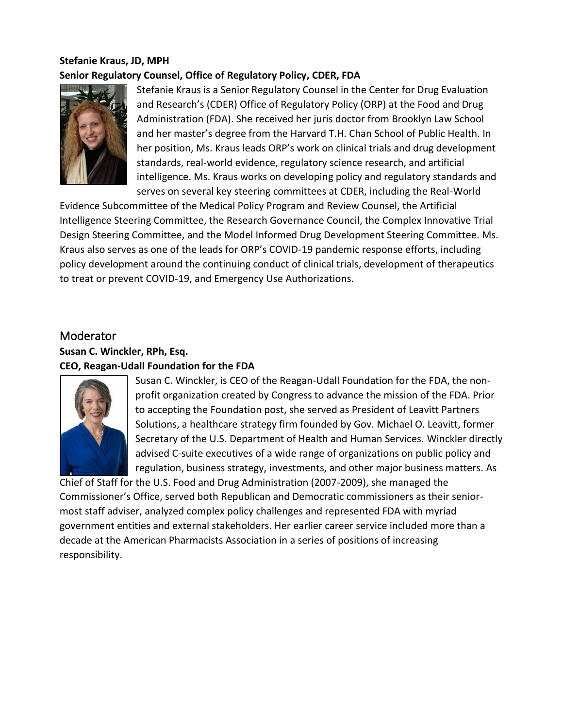**Stefanie Kraus, JD, MPH**
**Senior Regulatory Counsel, Office of Regulatory Policy, CDER, FDA**

Stefanie Kraus is a Senior Regulatory Counsel in the Center for Drug Evaluation and Research's (CDER) Office of Regulatory Policy (ORP) at the Food and Drug Administration (FDA). She received her juris doctor from Brooklyn Law School and her master's degree from the Harvard T.H. Chan School of Public Health. In her position, Ms. Kraus leads ORP's work on clinical trials and drug development standards, real-world evidence, regulatory science research, and artificial intelligence. Ms. Kraus works on developing policy and regulatory standards and serves on several key steering committees at CDER, including the Real-World Evidence Subcommittee of the Medical Policy Program and Review Counsel, the Artificial Intelligence Steering Committee, the Research Governance Council, the Complex Innovative Trial Design Steering Committee, and the Model Informed Drug Development Steering Committee. Ms. Kraus also serves as one of the leads for ORP's COVID-19 pandemic response efforts, including policy development around the continuing conduct of clinical trials, development of therapeutics to treat or prevent COVID-19, and Emergency Use Authorizations.

## Moderator

**Susan C. Winckler, RPh, Esq.**
**CEO, Reagan-Udall Foundation for the FDA**

Susan C. Winckler, is CEO of the Reagan-Udall Foundation for the FDA, the non-profit organization created by Congress to advance the mission of the FDA. Prior to accepting the Foundation post, she served as President of Leavitt Partners Solutions, a healthcare strategy firm founded by Gov. Michael O. Leavitt, former Secretary of the U.S. Department of Health and Human Services. Winckler directly advised C-suite executives of a wide range of organizations on public policy and regulation, business strategy, investments, and other major business matters. As Chief of Staff for the U.S. Food and Drug Administration (2007-2009), she managed the Commissioner's Office, served both Republican and Democratic commissioners as their senior-most staff adviser, analyzed complex policy challenges and represented FDA with myriad government entities and external stakeholders. Her earlier career service included more than a decade at the American Pharmacists Association in a series of positions of increasing responsibility.